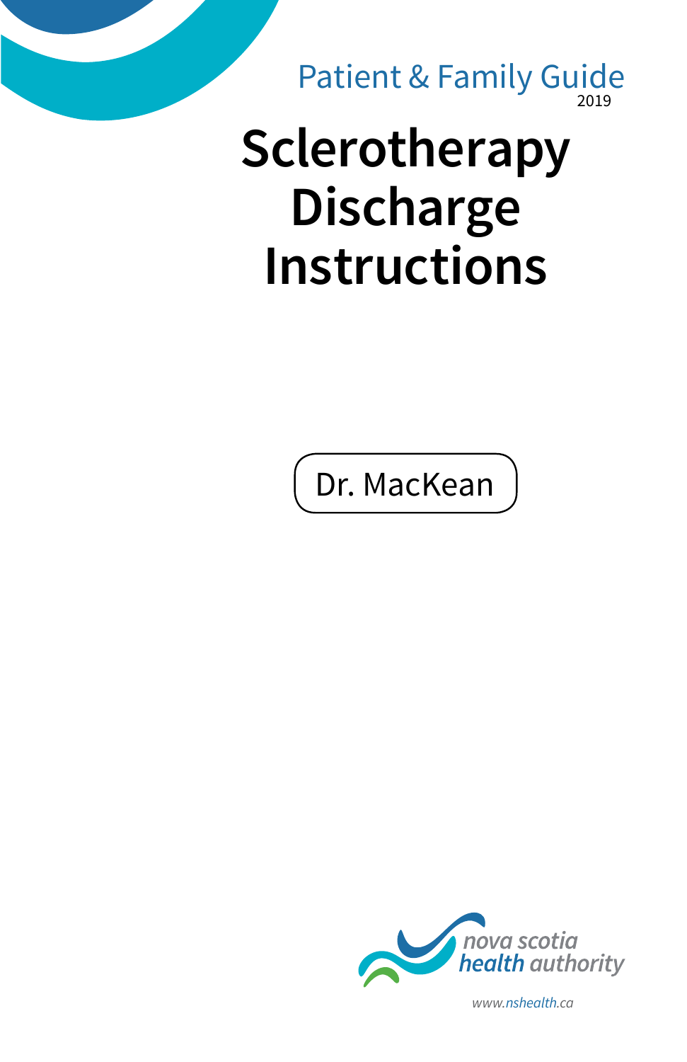Patient & Family Guide
2019

# Sclerotherapy Discharge Instructions

Dr. MacKean

nova scotia health authority

www.nshealth.ca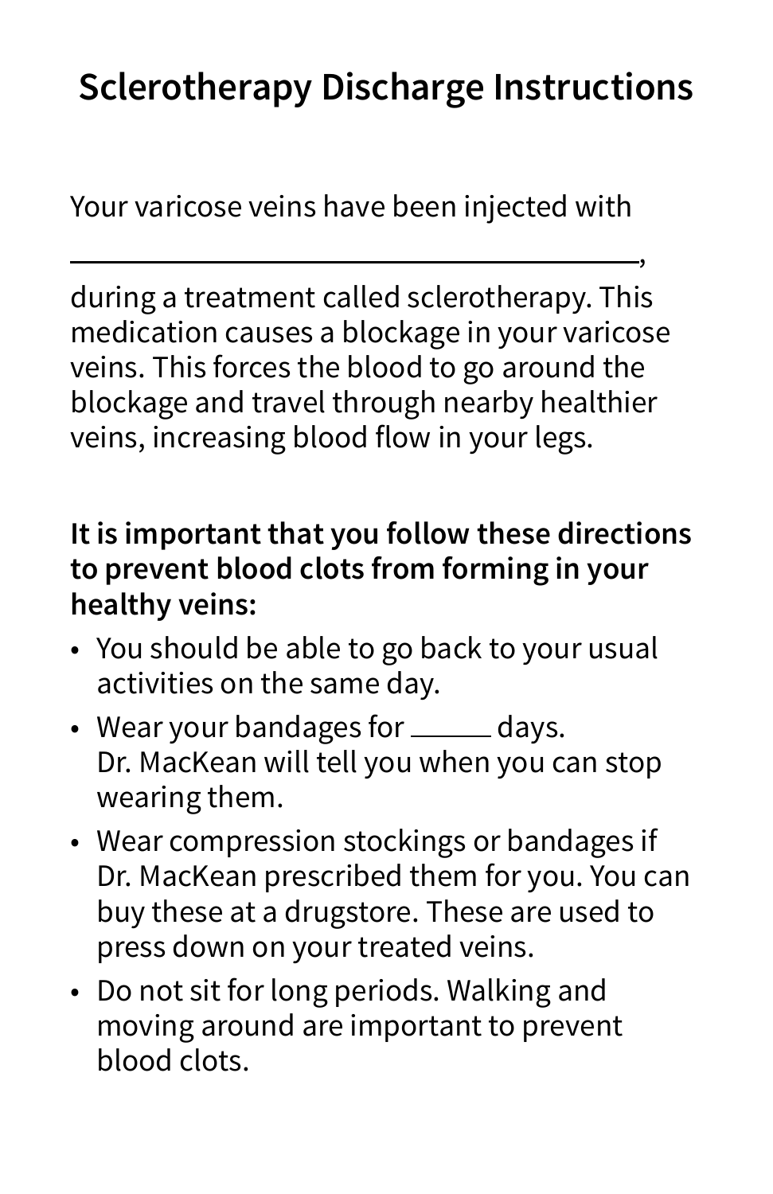# Sclerotherapy Discharge Instructions

Your varicose veins have been injected with

_______________________________________,

during a treatment called sclerotherapy. This medication causes a blockage in your varicose veins. This forces the blood to go around the blockage and travel through nearby healthier veins, increasing blood flow in your legs.

**It is important that you follow these directions to prevent blood clots from forming in your healthy veins:**

- You should be able to go back to your usual activities on the same day.
- Wear your bandages for ______ days. Dr. MacKean will tell you when you can stop wearing them.
- Wear compression stockings or bandages if Dr. MacKean prescribed them for you. You can buy these at a drugstore. These are used to press down on your treated veins.
- Do not sit for long periods. Walking and moving around are important to prevent blood clots.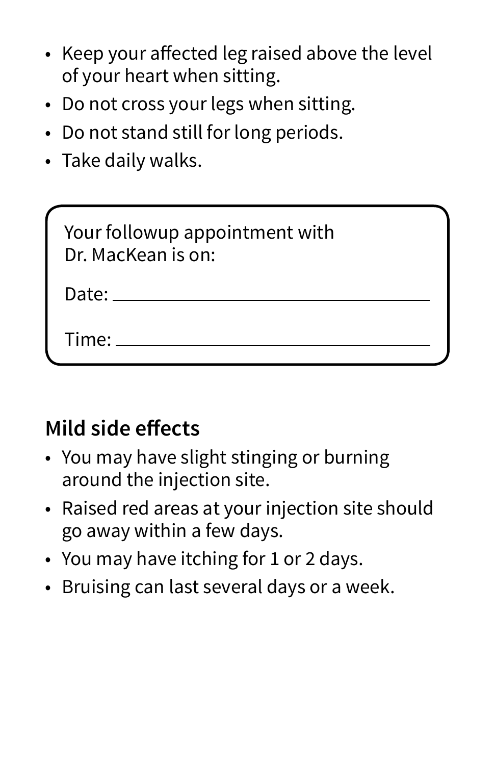- Keep your affected leg raised above the level of your heart when sitting.
- Do not cross your legs when sitting.
- Do not stand still for long periods.
- Take daily walks.

> Your followup appointment with Dr. MacKean is on:
>
> Date: ______________________________
>
> Time: ______________________________

## Mild side effects

- You may have slight stinging or burning around the injection site.
- Raised red areas at your injection site should go away within a few days.
- You may have itching for 1 or 2 days.
- Bruising can last several days or a week.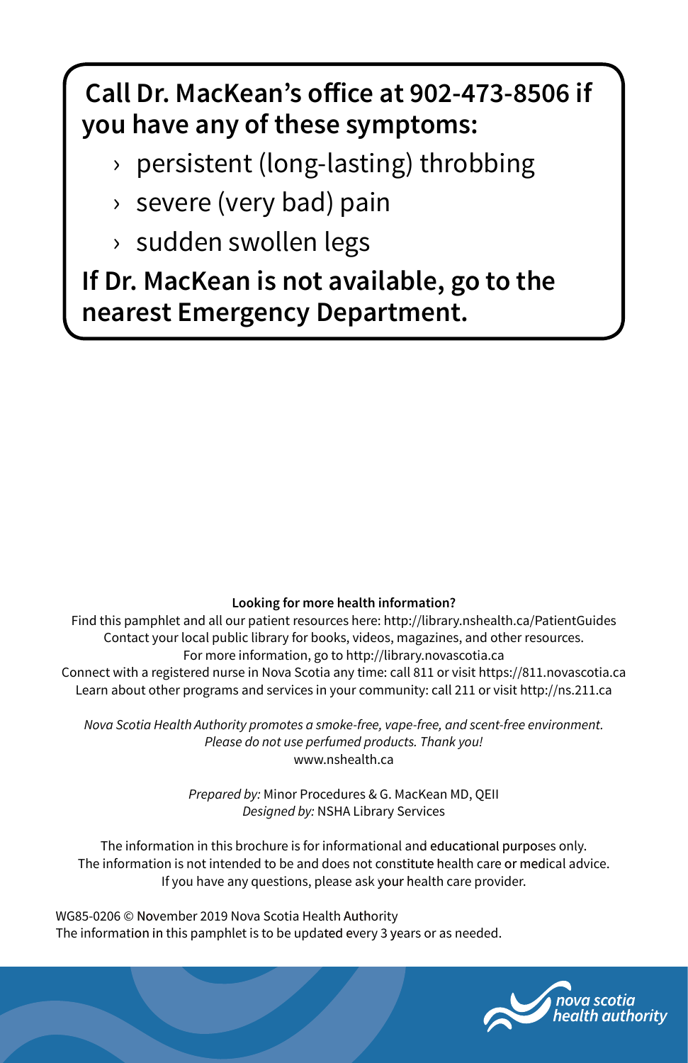**Call Dr. MacKean's office at 902-473-8506 if you have any of these symptoms:**

- persistent (long-lasting) throbbing
- severe (very bad) pain
- sudden swollen legs

**If Dr. MacKean is not available, go to the nearest Emergency Department.**

**Looking for more health information?**

Find this pamphlet and all our patient resources here: http://library.nshealth.ca/PatientGuides
Contact your local public library for books, videos, magazines, and other resources.
For more information, go to http://library.novascotia.ca
Connect with a registered nurse in Nova Scotia any time: call 811 or visit https://811.novascotia.ca
Learn about other programs and services in your community: call 211 or visit http://ns.211.ca

*Nova Scotia Health Authority promotes a smoke-free, vape-free, and scent-free environment. Please do not use perfumed products. Thank you!*
www.nshealth.ca

*Prepared by:* Minor Procedures & G. MacKean MD, QEII
*Designed by:* NSHA Library Services

The information in this brochure is for informational and educational purposes only.
The information is not intended to be and does not constitute health care or medical advice.
If you have any questions, please ask your health care provider.

WG85-0206 © November 2019 Nova Scotia Health Authority
The information in this pamphlet is to be updated every 3 years or as needed.

nova scotia health authority